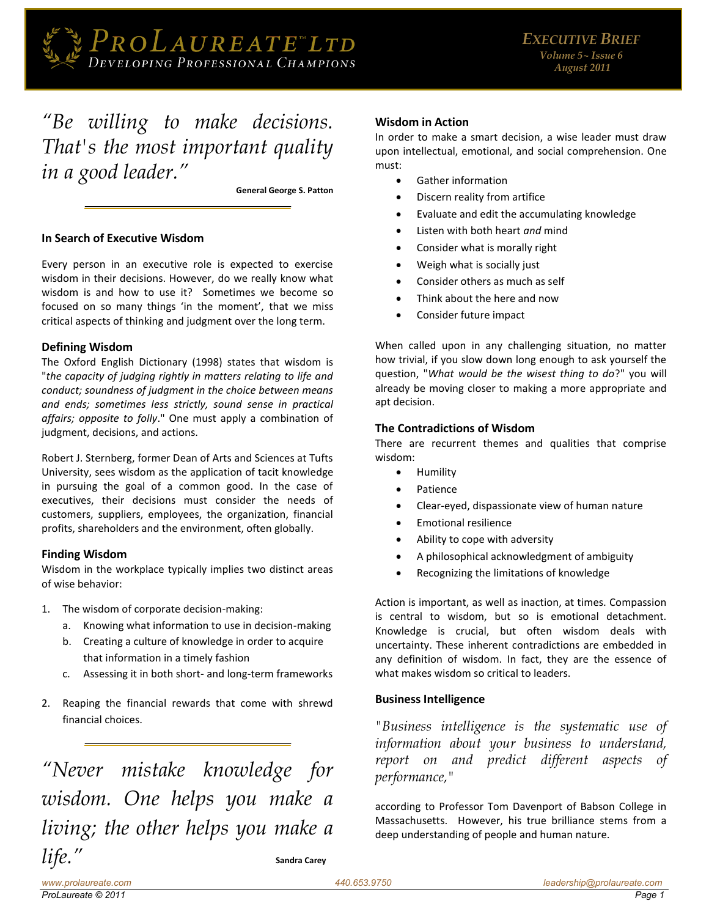# ProLaureate™ Ltd

*Developing Professional Champions*

**Executive Brief**
*Volume 5~ Issue 6*
*August 2011*

*"Be willing to make decisions. That's the most important quality in a good leader."*

**General George S. Patton**

## In Search of Executive Wisdom

Every person in an executive role is expected to exercise wisdom in their decisions. However, do we really know what wisdom is and how to use it? Sometimes we become so focused on so many things 'in the moment', that we miss critical aspects of thinking and judgment over the long term.

### Defining Wisdom

The Oxford English Dictionary (1998) states that wisdom is "*the capacity of judging rightly in matters relating to life and conduct; soundness of judgment in the choice between means and ends; sometimes less strictly, sound sense in practical affairs; opposite to folly*." One must apply a combination of judgment, decisions, and actions.

Robert J. Sternberg, former Dean of Arts and Sciences at Tufts University, sees wisdom as the application of tacit knowledge in pursuing the goal of a common good. In the case of executives, their decisions must consider the needs of customers, suppliers, employees, the organization, financial profits, shareholders and the environment, often globally.

### Finding Wisdom

Wisdom in the workplace typically implies two distinct areas of wise behavior:

1. The wisdom of corporate decision-making:
   a. Knowing what information to use in decision-making
   b. Creating a culture of knowledge in order to acquire that information in a timely fashion
   c. Assessing it in both short- and long-term frameworks
2. Reaping the financial rewards that come with shrewd financial choices.

*"Never mistake knowledge for wisdom. One helps you make a living; the other helps you make a life."*

**Sandra Carey**

### Wisdom in Action

In order to make a smart decision, a wise leader must draw upon intellectual, emotional, and social comprehension. One must:

- Gather information
- Discern reality from artifice
- Evaluate and edit the accumulating knowledge
- Listen with both heart *and* mind
- Consider what is morally right
- Weigh what is socially just
- Consider others as much as self
- Think about the here and now
- Consider future impact

When called upon in any challenging situation, no matter how trivial, if you slow down long enough to ask yourself the question, "*What would be the wisest thing to do*?" you will already be moving closer to making a more appropriate and apt decision.

### The Contradictions of Wisdom

There are recurrent themes and qualities that comprise wisdom:

- Humility
- Patience
- Clear-eyed, dispassionate view of human nature
- Emotional resilience
- Ability to cope with adversity
- A philosophical acknowledgment of ambiguity
- Recognizing the limitations of knowledge

Action is important, as well as inaction, at times. Compassion is central to wisdom, but so is emotional detachment. Knowledge is crucial, but often wisdom deals with uncertainty. These inherent contradictions are embedded in any definition of wisdom. In fact, they are the essence of what makes wisdom so critical to leaders.

### Business Intelligence

*"Business intelligence is the systematic use of information about your business to understand, report on and predict different aspects of performance,"*

according to Professor Tom Davenport of Babson College in Massachusetts. However, his true brilliance stems from a deep understanding of people and human nature.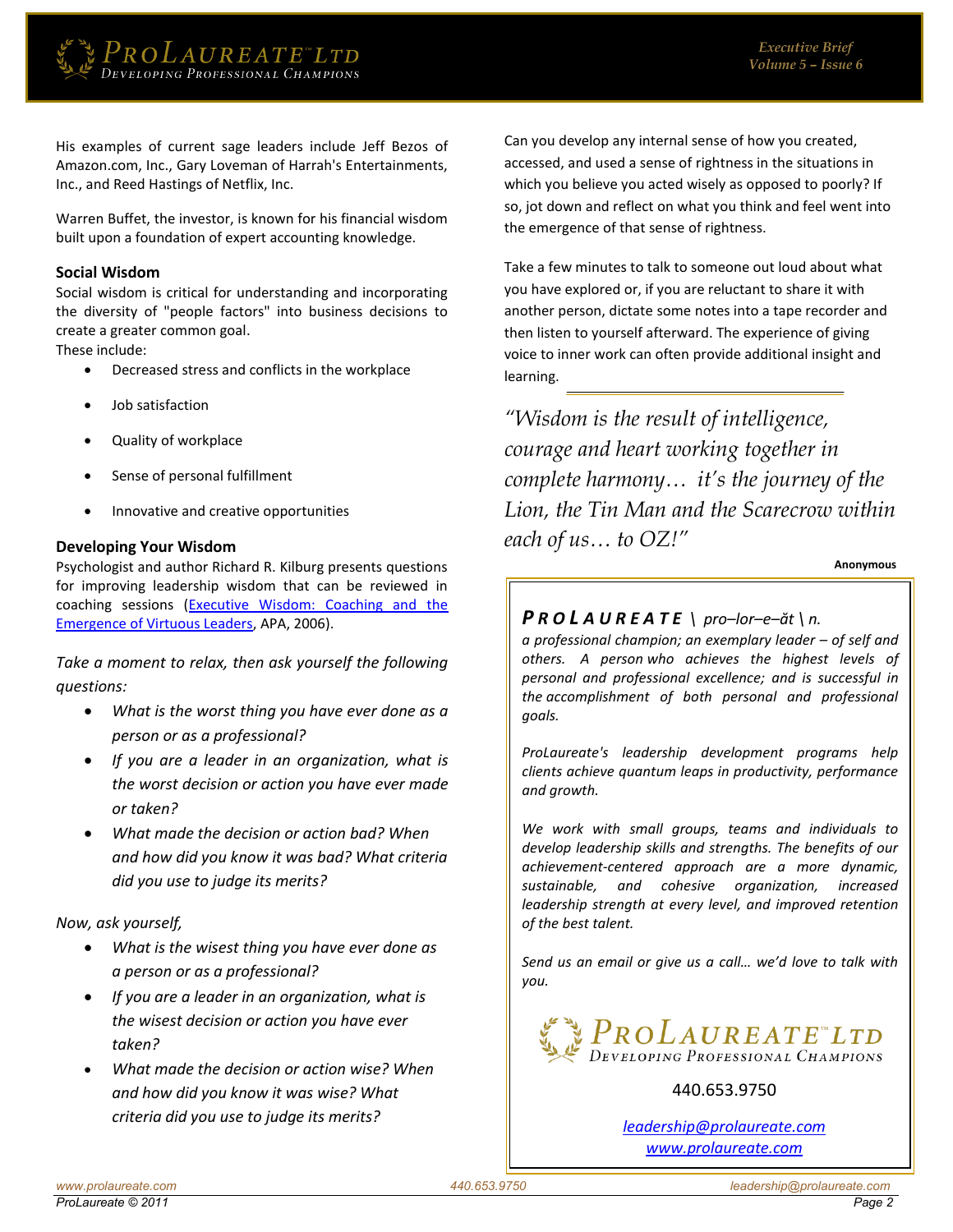His examples of current sage leaders include Jeff Bezos of Amazon.com, Inc., Gary Loveman of Harrah's Entertainments, Inc., and Reed Hastings of Netflix, Inc.

Warren Buffet, the investor, is known for his financial wisdom built upon a foundation of expert accounting knowledge.

**Social Wisdom**

Social wisdom is critical for understanding and incorporating the diversity of "people factors" into business decisions to create a greater common goal.
These include:

- Decreased stress and conflicts in the workplace
- Job satisfaction
- Quality of workplace
- Sense of personal fulfillment
- Innovative and creative opportunities

**Developing Your Wisdom**

Psychologist and author Richard R. Kilburg presents questions for improving leadership wisdom that can be reviewed in coaching sessions (Executive Wisdom: Coaching and the Emergence of Virtuous Leaders, APA, 2006).

*Take a moment to relax, then ask yourself the following questions:*

- *What is the worst thing you have ever done as a person or as a professional?*
- *If you are a leader in an organization, what is the worst decision or action you have ever made or taken?*
- *What made the decision or action bad? When and how did you know it was bad? What criteria did you use to judge its merits?*

*Now, ask yourself,*

- *What is the wisest thing you have ever done as a person or as a professional?*
- *If you are a leader in an organization, what is the wisest decision or action you have ever taken?*
- *What made the decision or action wise? When and how did you know it was wise? What criteria did you use to judge its merits?*

Can you develop any internal sense of how you created, accessed, and used a sense of rightness in the situations in which you believe you acted wisely as opposed to poorly? If so, jot down and reflect on what you think and feel went into the emergence of that sense of rightness.

Take a few minutes to talk to someone out loud about what you have explored or, if you are reluctant to share it with another person, dictate some notes into a tape recorder and then listen to yourself afterward. The experience of giving voice to inner work can often provide additional insight and learning.

*"Wisdom is the result of intelligence, courage and heart working together in complete harmony… it's the journey of the Lion, the Tin Man and the Scarecrow within each of us… to OZ!"*

**Anonymous**

***PROLAUREATE*** *\ pro–lor–e–ăt \ n.*
*a professional champion; an exemplary leader – of self and others. A person who achieves the highest levels of personal and professional excellence; and is successful in the accomplishment of both personal and professional goals.*

*ProLaureate's leadership development programs help clients achieve quantum leaps in productivity, performance and growth.*

*We work with small groups, teams and individuals to develop leadership skills and strengths. The benefits of our achievement-centered approach are a more dynamic, sustainable, and cohesive organization, increased leadership strength at every level, and improved retention of the best talent.*

*Send us an email or give us a call… we'd love to talk with you.*

ProLaureate™ Ltd
Developing Professional Champions

440.653.9750

leadership@prolaureate.com
www.prolaureate.com